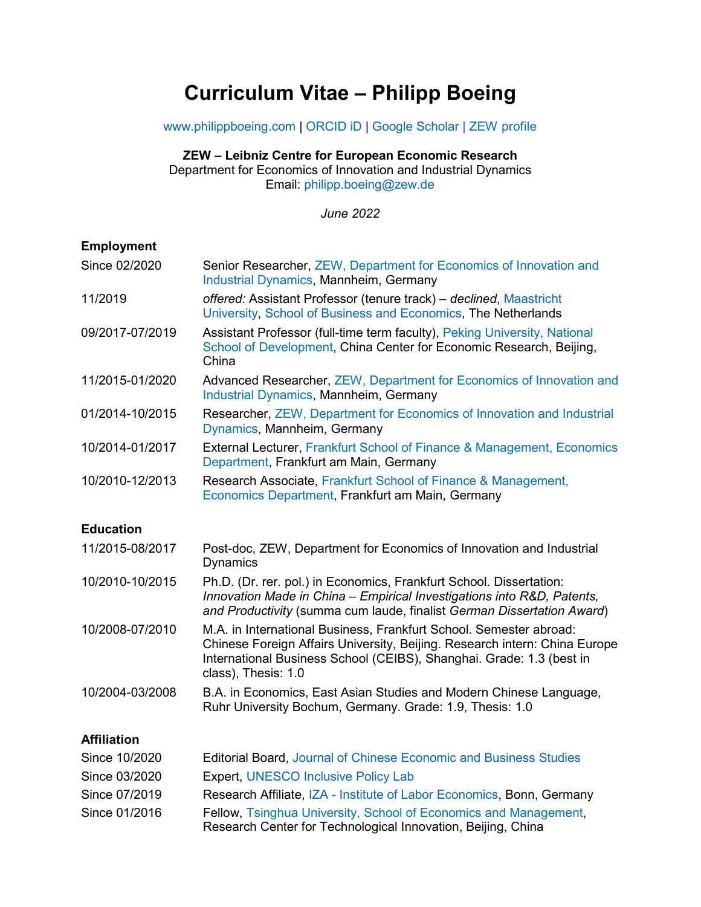# Curriculum Vitae – Philipp Boeing

www.philippboeing.com | ORCID iD | Google Scholar | ZEW profile

**ZEW – Leibniz Centre for European Economic Research**
Department for Economics of Innovation and Industrial Dynamics
Email: philipp.boeing@zew.de

*June 2022*

## Employment

| | |
|---|---|
| Since 02/2020 | Senior Researcher, ZEW, Department for Economics of Innovation and Industrial Dynamics, Mannheim, Germany |
| 11/2019 | *offered:* Assistant Professor (tenure track) – *declined*, Maastricht University, School of Business and Economics, The Netherlands |
| 09/2017-07/2019 | Assistant Professor (full-time term faculty), Peking University, National School of Development, China Center for Economic Research, Beijing, China |
| 11/2015-01/2020 | Advanced Researcher, ZEW, Department for Economics of Innovation and Industrial Dynamics, Mannheim, Germany |
| 01/2014-10/2015 | Researcher, ZEW, Department for Economics of Innovation and Industrial Dynamics, Mannheim, Germany |
| 10/2014-01/2017 | External Lecturer, Frankfurt School of Finance & Management, Economics Department, Frankfurt am Main, Germany |
| 10/2010-12/2013 | Research Associate, Frankfurt School of Finance & Management, Economics Department, Frankfurt am Main, Germany |

## Education

| | |
|---|---|
| 11/2015-08/2017 | Post-doc, ZEW, Department for Economics of Innovation and Industrial Dynamics |
| 10/2010-10/2015 | Ph.D. (Dr. rer. pol.) in Economics, Frankfurt School. Dissertation: *Innovation Made in China – Empirical Investigations into R&D, Patents, and Productivity* (summa cum laude, finalist *German Dissertation Award*) |
| 10/2008-07/2010 | M.A. in International Business, Frankfurt School. Semester abroad: Chinese Foreign Affairs University, Beijing. Research intern: China Europe International Business School (CEIBS), Shanghai. Grade: 1.3 (best in class), Thesis: 1.0 |
| 10/2004-03/2008 | B.A. in Economics, East Asian Studies and Modern Chinese Language, Ruhr University Bochum, Germany. Grade: 1.9, Thesis: 1.0 |

## Affiliation

| | |
|---|---|
| Since 10/2020 | Editorial Board, Journal of Chinese Economic and Business Studies |
| Since 03/2020 | Expert, UNESCO Inclusive Policy Lab |
| Since 07/2019 | Research Affiliate, IZA - Institute of Labor Economics, Bonn, Germany |
| Since 01/2016 | Fellow, Tsinghua University, School of Economics and Management, Research Center for Technological Innovation, Beijing, China |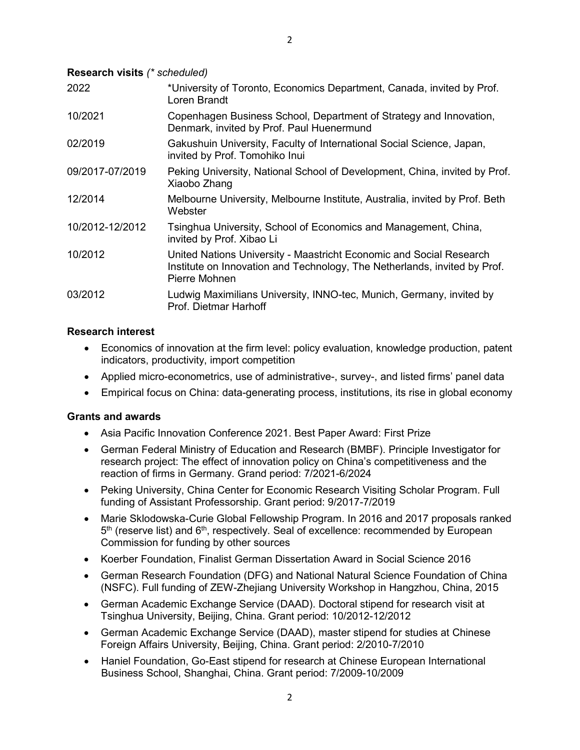**Research visits** *(\* scheduled)*

| | |
|---|---|
| 2022 | *University of Toronto, Economics Department, Canada, invited by Prof. Loren Brandt |
| 10/2021 | Copenhagen Business School, Department of Strategy and Innovation, Denmark, invited by Prof. Paul Huenermund |
| 02/2019 | Gakushuin University, Faculty of International Social Science, Japan, invited by Prof. Tomohiko Inui |
| 09/2017-07/2019 | Peking University, National School of Development, China, invited by Prof. Xiaobo Zhang |
| 12/2014 | Melbourne University, Melbourne Institute, Australia, invited by Prof. Beth Webster |
| 10/2012-12/2012 | Tsinghua University, School of Economics and Management, China, invited by Prof. Xibao Li |
| 10/2012 | United Nations University - Maastricht Economic and Social Research Institute on Innovation and Technology, The Netherlands, invited by Prof. Pierre Mohnen |
| 03/2012 | Ludwig Maximilians University, INNO-tec, Munich, Germany, invited by Prof. Dietmar Harhoff |

**Research interest**

- Economics of innovation at the firm level: policy evaluation, knowledge production, patent indicators, productivity, import competition
- Applied micro-econometrics, use of administrative-, survey-, and listed firms' panel data
- Empirical focus on China: data-generating process, institutions, its rise in global economy

**Grants and awards**

- Asia Pacific Innovation Conference 2021. Best Paper Award: First Prize
- German Federal Ministry of Education and Research (BMBF). Principle Investigator for research project: The effect of innovation policy on China's competitiveness and the reaction of firms in Germany. Grand period: 7/2021-6/2024
- Peking University, China Center for Economic Research Visiting Scholar Program. Full funding of Assistant Professorship. Grant period: 9/2017-7/2019
- Marie Sklodowska-Curie Global Fellowship Program. In 2016 and 2017 proposals ranked 5th (reserve list) and 6th, respectively. Seal of excellence: recommended by European Commission for funding by other sources
- Koerber Foundation, Finalist German Dissertation Award in Social Science 2016
- German Research Foundation (DFG) and National Natural Science Foundation of China (NSFC). Full funding of ZEW-Zhejiang University Workshop in Hangzhou, China, 2015
- German Academic Exchange Service (DAAD). Doctoral stipend for research visit at Tsinghua University, Beijing, China. Grant period: 10/2012-12/2012
- German Academic Exchange Service (DAAD), master stipend for studies at Chinese Foreign Affairs University, Beijing, China. Grant period: 2/2010-7/2010
- Haniel Foundation, Go-East stipend for research at Chinese European International Business School, Shanghai, China. Grant period: 7/2009-10/2009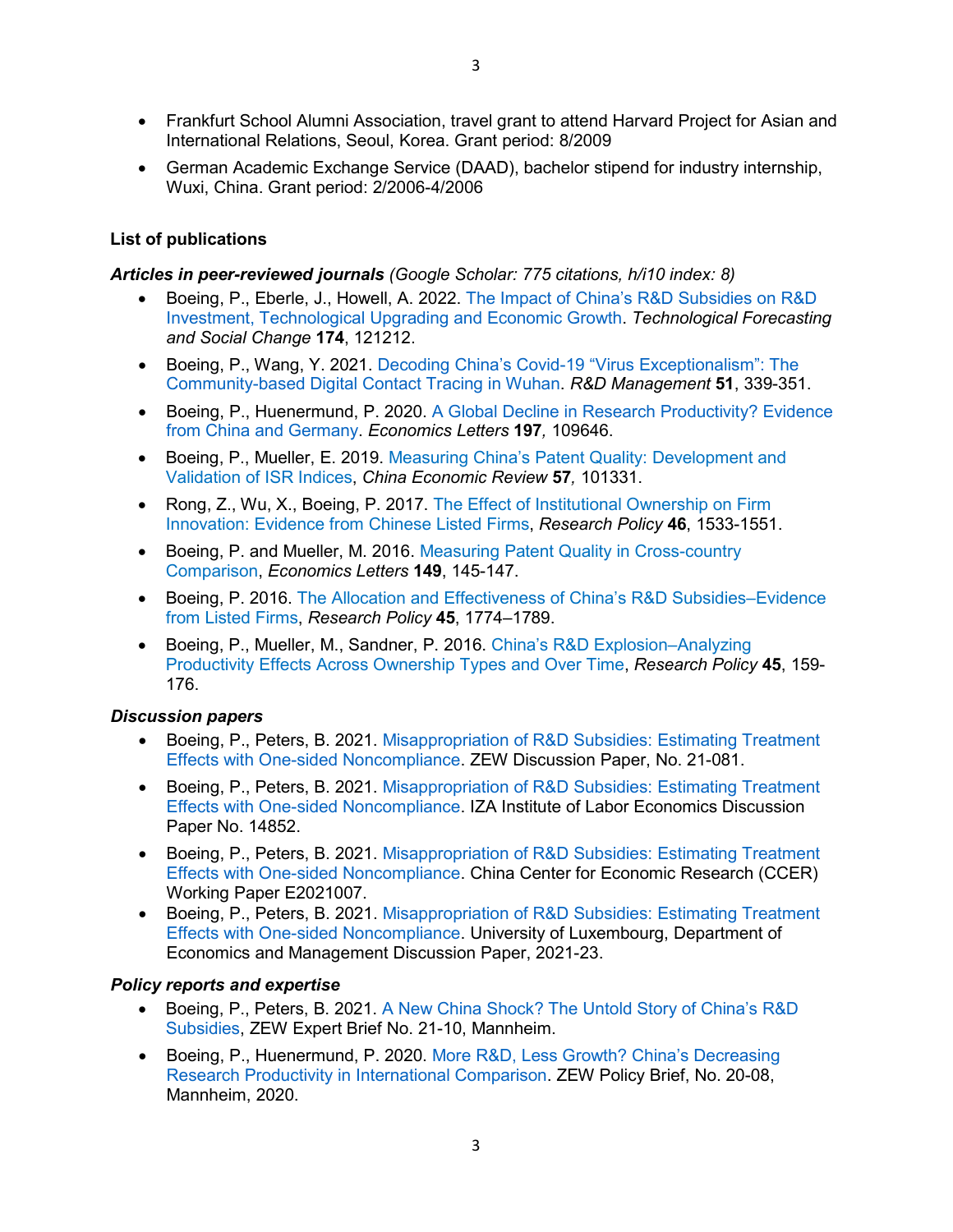- Frankfurt School Alumni Association, travel grant to attend Harvard Project for Asian and International Relations, Seoul, Korea. Grant period: 8/2009
- German Academic Exchange Service (DAAD), bachelor stipend for industry internship, Wuxi, China. Grant period: 2/2006-4/2006

**List of publications**

***Articles in peer-reviewed journals*** *(Google Scholar: 775 citations, h/i10 index: 8)*

- Boeing, P., Eberle, J., Howell, A. 2022. The Impact of China's R&D Subsidies on R&D Investment, Technological Upgrading and Economic Growth. *Technological Forecasting and Social Change* **174**, 121212.
- Boeing, P., Wang, Y. 2021. Decoding China's Covid-19 "Virus Exceptionalism": The Community-based Digital Contact Tracing in Wuhan. *R&D Management* **51**, 339-351.
- Boeing, P., Huenermund, P. 2020. A Global Decline in Research Productivity? Evidence from China and Germany. *Economics Letters* **197***,* 109646.
- Boeing, P., Mueller, E. 2019. Measuring China's Patent Quality: Development and Validation of ISR Indices, *China Economic Review* **57***,* 101331.
- Rong, Z., Wu, X., Boeing, P. 2017. The Effect of Institutional Ownership on Firm Innovation: Evidence from Chinese Listed Firms, *Research Policy* **46**, 1533-1551.
- Boeing, P. and Mueller, M. 2016. Measuring Patent Quality in Cross-country Comparison, *Economics Letters* **149**, 145-147.
- Boeing, P. 2016. The Allocation and Effectiveness of China's R&D Subsidies–Evidence from Listed Firms, *Research Policy* **45**, 1774–1789.
- Boeing, P., Mueller, M., Sandner, P. 2016. China's R&D Explosion–Analyzing Productivity Effects Across Ownership Types and Over Time, *Research Policy* **45**, 159-176.

***Discussion papers***

- Boeing, P., Peters, B. 2021. Misappropriation of R&D Subsidies: Estimating Treatment Effects with One-sided Noncompliance. ZEW Discussion Paper, No. 21-081.
- Boeing, P., Peters, B. 2021. Misappropriation of R&D Subsidies: Estimating Treatment Effects with One-sided Noncompliance. IZA Institute of Labor Economics Discussion Paper No. 14852.
- Boeing, P., Peters, B. 2021. Misappropriation of R&D Subsidies: Estimating Treatment Effects with One-sided Noncompliance. China Center for Economic Research (CCER) Working Paper E2021007.
- Boeing, P., Peters, B. 2021. Misappropriation of R&D Subsidies: Estimating Treatment Effects with One-sided Noncompliance. University of Luxembourg, Department of Economics and Management Discussion Paper, 2021-23.

***Policy reports and expertise***

- Boeing, P., Peters, B. 2021. A New China Shock? The Untold Story of China's R&D Subsidies, ZEW Expert Brief No. 21-10, Mannheim.
- Boeing, P., Huenermund, P. 2020. More R&D, Less Growth? China's Decreasing Research Productivity in International Comparison. ZEW Policy Brief, No. 20-08, Mannheim, 2020.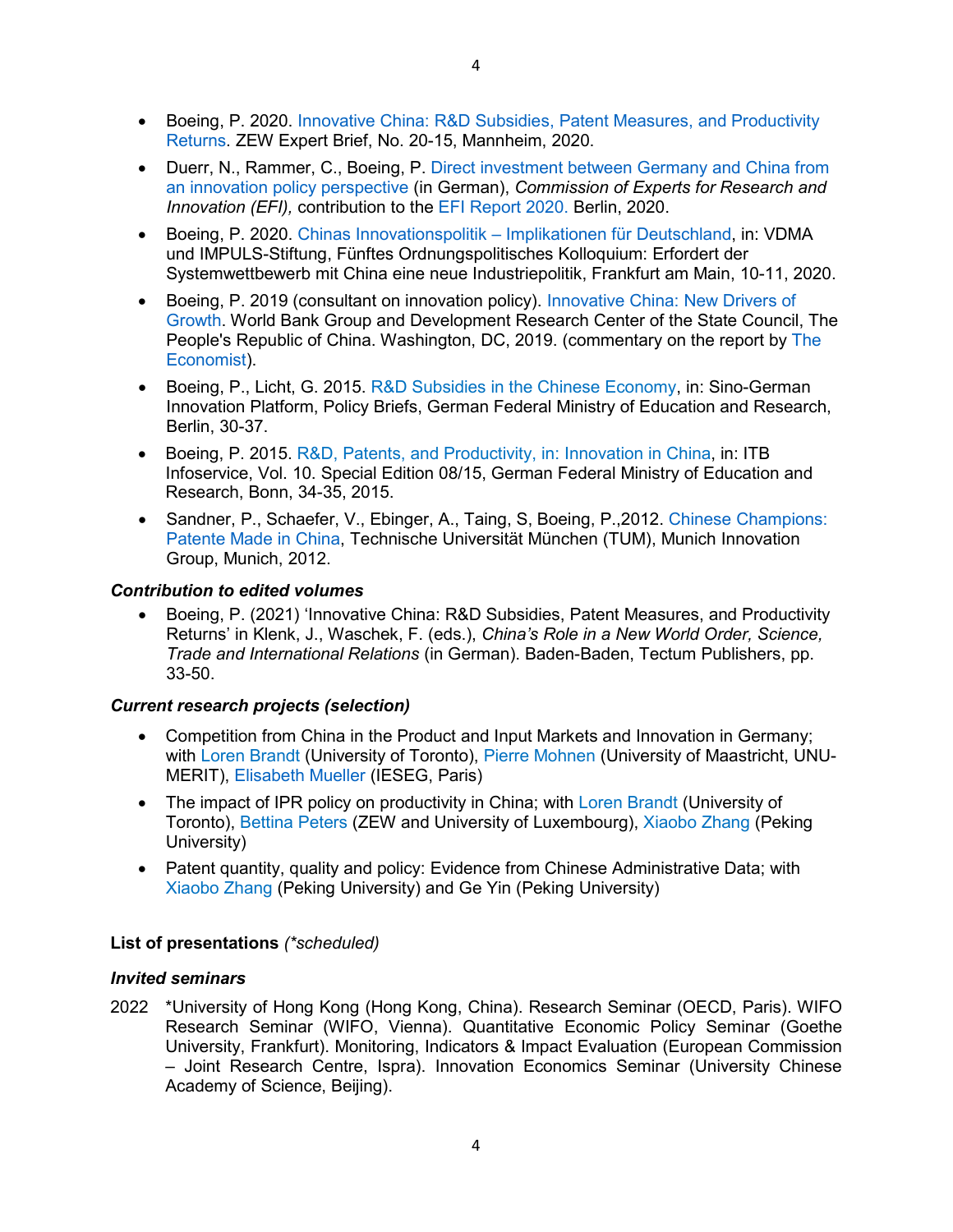- Boeing, P. 2020. Innovative China: R&D Subsidies, Patent Measures, and Productivity Returns. ZEW Expert Brief, No. 20-15, Mannheim, 2020.
- Duerr, N., Rammer, C., Boeing, P. Direct investment between Germany and China from an innovation policy perspective (in German), *Commission of Experts for Research and Innovation (EFI),* contribution to the EFI Report 2020. Berlin, 2020.
- Boeing, P. 2020. Chinas Innovationspolitik – Implikationen für Deutschland, in: VDMA und IMPULS-Stiftung, Fünftes Ordnungspolitisches Kolloquium: Erfordert der Systemwettbewerb mit China eine neue Industriepolitik, Frankfurt am Main, 10-11, 2020.
- Boeing, P. 2019 (consultant on innovation policy). Innovative China: New Drivers of Growth. World Bank Group and Development Research Center of the State Council, The People's Republic of China. Washington, DC, 2019. (commentary on the report by The Economist).
- Boeing, P., Licht, G. 2015. R&D Subsidies in the Chinese Economy, in: Sino-German Innovation Platform, Policy Briefs, German Federal Ministry of Education and Research, Berlin, 30-37.
- Boeing, P. 2015. R&D, Patents, and Productivity, in: Innovation in China, in: ITB Infoservice, Vol. 10. Special Edition 08/15, German Federal Ministry of Education and Research, Bonn, 34-35, 2015.
- Sandner, P., Schaefer, V., Ebinger, A., Taing, S, Boeing, P.,2012. Chinese Champions: Patente Made in China, Technische Universität München (TUM), Munich Innovation Group, Munich, 2012.

### *Contribution to edited volumes*

- Boeing, P. (2021) 'Innovative China: R&D Subsidies, Patent Measures, and Productivity Returns' in Klenk, J., Waschek, F. (eds.), *China's Role in a New World Order, Science, Trade and International Relations* (in German). Baden-Baden, Tectum Publishers, pp. 33-50.

### *Current research projects (selection)*

- Competition from China in the Product and Input Markets and Innovation in Germany; with Loren Brandt (University of Toronto), Pierre Mohnen (University of Maastricht, UNU-MERIT), Elisabeth Mueller (IESEG, Paris)
- The impact of IPR policy on productivity in China; with Loren Brandt (University of Toronto), Bettina Peters (ZEW and University of Luxembourg), Xiaobo Zhang (Peking University)
- Patent quantity, quality and policy: Evidence from Chinese Administrative Data; with Xiaobo Zhang (Peking University) and Ge Yin (Peking University)

## **List of presentations** *(*scheduled)*

### *Invited seminars*

2022 *University of Hong Kong (Hong Kong, China). Research Seminar (OECD, Paris). WIFO Research Seminar (WIFO, Vienna). Quantitative Economic Policy Seminar (Goethe University, Frankfurt). Monitoring, Indicators & Impact Evaluation (European Commission – Joint Research Centre, Ispra). Innovation Economics Seminar (University Chinese Academy of Science, Beijing).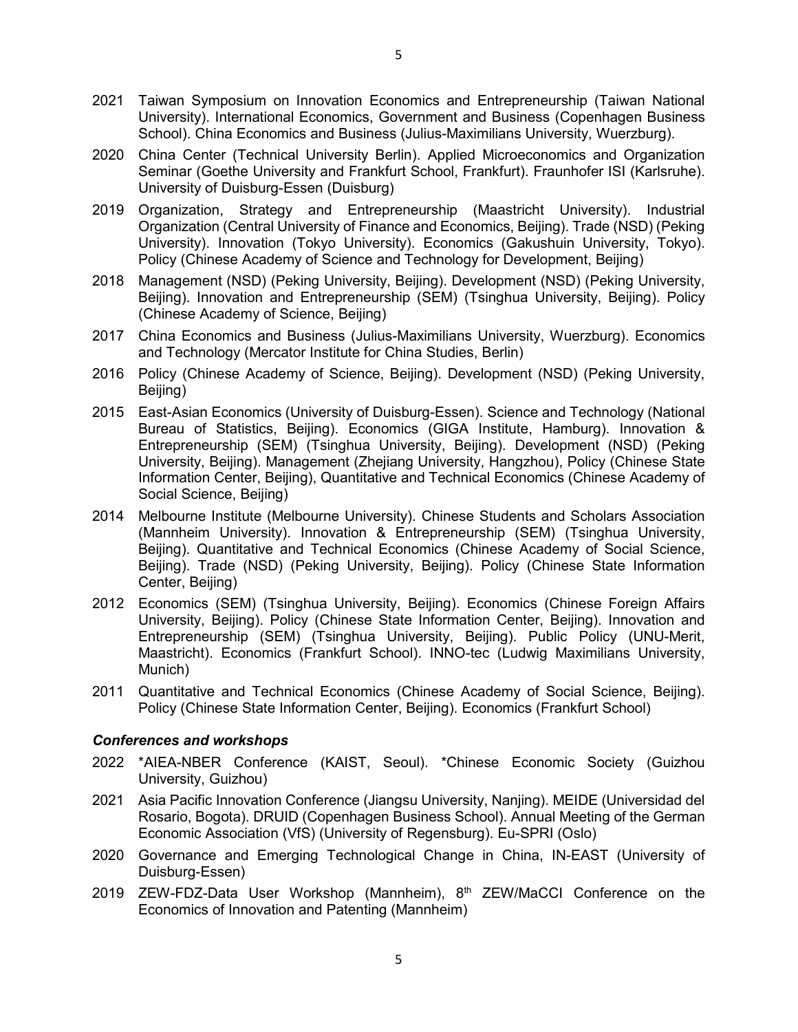2021 Taiwan Symposium on Innovation Economics and Entrepreneurship (Taiwan National University). International Economics, Government and Business (Copenhagen Business School). China Economics and Business (Julius-Maximilians University, Wuerzburg).

2020 China Center (Technical University Berlin). Applied Microeconomics and Organization Seminar (Goethe University and Frankfurt School, Frankfurt). Fraunhofer ISI (Karlsruhe). University of Duisburg-Essen (Duisburg)

2019 Organization, Strategy and Entrepreneurship (Maastricht University). Industrial Organization (Central University of Finance and Economics, Beijing). Trade (NSD) (Peking University). Innovation (Tokyo University). Economics (Gakushuin University, Tokyo). Policy (Chinese Academy of Science and Technology for Development, Beijing)

2018 Management (NSD) (Peking University, Beijing). Development (NSD) (Peking University, Beijing). Innovation and Entrepreneurship (SEM) (Tsinghua University, Beijing). Policy (Chinese Academy of Science, Beijing)

2017 China Economics and Business (Julius-Maximilians University, Wuerzburg). Economics and Technology (Mercator Institute for China Studies, Berlin)

2016 Policy (Chinese Academy of Science, Beijing). Development (NSD) (Peking University, Beijing)

2015 East-Asian Economics (University of Duisburg-Essen). Science and Technology (National Bureau of Statistics, Beijing). Economics (GIGA Institute, Hamburg). Innovation & Entrepreneurship (SEM) (Tsinghua University, Beijing). Development (NSD) (Peking University, Beijing). Management (Zhejiang University, Hangzhou), Policy (Chinese State Information Center, Beijing), Quantitative and Technical Economics (Chinese Academy of Social Science, Beijing)

2014 Melbourne Institute (Melbourne University). Chinese Students and Scholars Association (Mannheim University). Innovation & Entrepreneurship (SEM) (Tsinghua University, Beijing). Quantitative and Technical Economics (Chinese Academy of Social Science, Beijing). Trade (NSD) (Peking University, Beijing). Policy (Chinese State Information Center, Beijing)

2012 Economics (SEM) (Tsinghua University, Beijing). Economics (Chinese Foreign Affairs University, Beijing). Policy (Chinese State Information Center, Beijing). Innovation and Entrepreneurship (SEM) (Tsinghua University, Beijing). Public Policy (UNU-Merit, Maastricht). Economics (Frankfurt School). INNO-tec (Ludwig Maximilians University, Munich)

2011 Quantitative and Technical Economics (Chinese Academy of Social Science, Beijing). Policy (Chinese State Information Center, Beijing). Economics (Frankfurt School)

### *Conferences and workshops*

2022 *AIEA-NBER Conference (KAIST, Seoul). *Chinese Economic Society (Guizhou University, Guizhou)

2021 Asia Pacific Innovation Conference (Jiangsu University, Nanjing). MEIDE (Universidad del Rosario, Bogota). DRUID (Copenhagen Business School). Annual Meeting of the German Economic Association (VfS) (University of Regensburg). Eu-SPRI (Oslo)

2020 Governance and Emerging Technological Change in China, IN-EAST (University of Duisburg-Essen)

2019 ZEW-FDZ-Data User Workshop (Mannheim), 8th ZEW/MaCCI Conference on the Economics of Innovation and Patenting (Mannheim)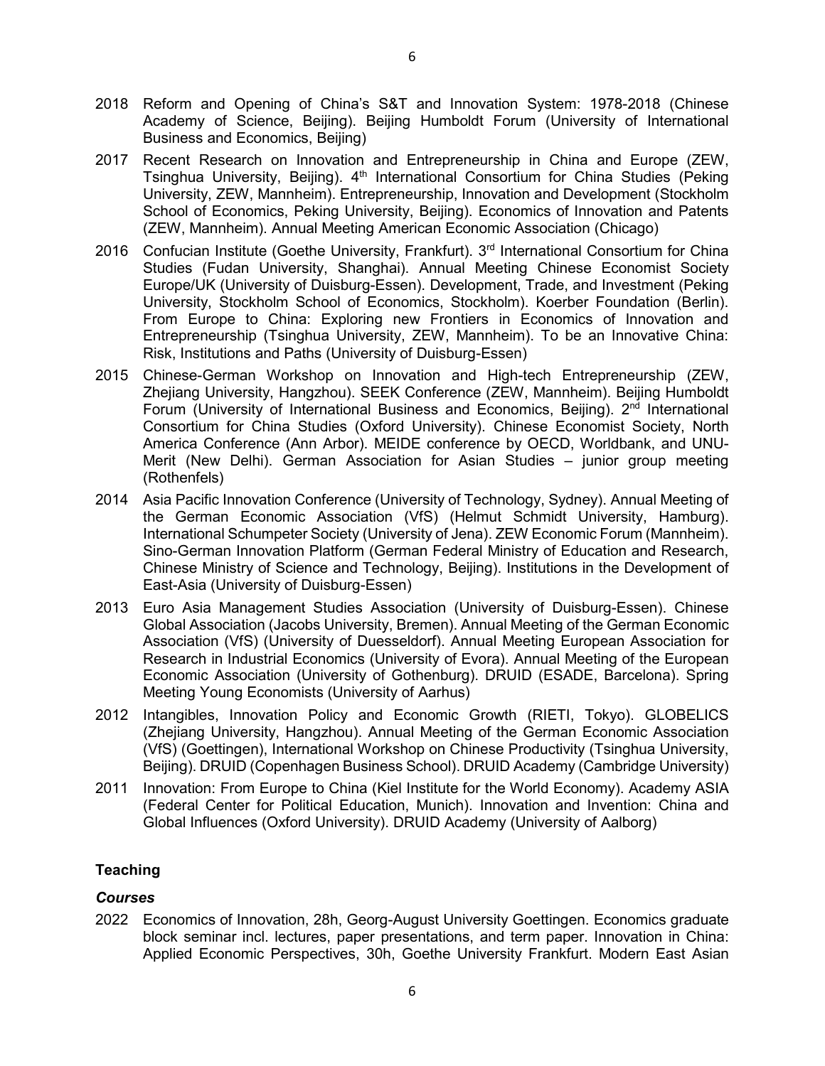- 2018 Reform and Opening of China's S&T and Innovation System: 1978-2018 (Chinese Academy of Science, Beijing). Beijing Humboldt Forum (University of International Business and Economics, Beijing)
- 2017 Recent Research on Innovation and Entrepreneurship in China and Europe (ZEW, Tsinghua University, Beijing). 4th International Consortium for China Studies (Peking University, ZEW, Mannheim). Entrepreneurship, Innovation and Development (Stockholm School of Economics, Peking University, Beijing). Economics of Innovation and Patents (ZEW, Mannheim). Annual Meeting American Economic Association (Chicago)
- 2016 Confucian Institute (Goethe University, Frankfurt). 3rd International Consortium for China Studies (Fudan University, Shanghai). Annual Meeting Chinese Economist Society Europe/UK (University of Duisburg-Essen). Development, Trade, and Investment (Peking University, Stockholm School of Economics, Stockholm). Koerber Foundation (Berlin). From Europe to China: Exploring new Frontiers in Economics of Innovation and Entrepreneurship (Tsinghua University, ZEW, Mannheim). To be an Innovative China: Risk, Institutions and Paths (University of Duisburg-Essen)
- 2015 Chinese-German Workshop on Innovation and High-tech Entrepreneurship (ZEW, Zhejiang University, Hangzhou). SEEK Conference (ZEW, Mannheim). Beijing Humboldt Forum (University of International Business and Economics, Beijing). 2nd International Consortium for China Studies (Oxford University). Chinese Economist Society, North America Conference (Ann Arbor). MEIDE conference by OECD, Worldbank, and UNU-Merit (New Delhi). German Association for Asian Studies – junior group meeting (Rothenfels)
- 2014 Asia Pacific Innovation Conference (University of Technology, Sydney). Annual Meeting of the German Economic Association (VfS) (Helmut Schmidt University, Hamburg). International Schumpeter Society (University of Jena). ZEW Economic Forum (Mannheim). Sino-German Innovation Platform (German Federal Ministry of Education and Research, Chinese Ministry of Science and Technology, Beijing). Institutions in the Development of East-Asia (University of Duisburg-Essen)
- 2013 Euro Asia Management Studies Association (University of Duisburg-Essen). Chinese Global Association (Jacobs University, Bremen). Annual Meeting of the German Economic Association (VfS) (University of Duesseldorf). Annual Meeting European Association for Research in Industrial Economics (University of Evora). Annual Meeting of the European Economic Association (University of Gothenburg). DRUID (ESADE, Barcelona). Spring Meeting Young Economists (University of Aarhus)
- 2012 Intangibles, Innovation Policy and Economic Growth (RIETI, Tokyo). GLOBELICS (Zhejiang University, Hangzhou). Annual Meeting of the German Economic Association (VfS) (Goettingen), International Workshop on Chinese Productivity (Tsinghua University, Beijing). DRUID (Copenhagen Business School). DRUID Academy (Cambridge University)
- 2011 Innovation: From Europe to China (Kiel Institute for the World Economy). Academy ASIA (Federal Center for Political Education, Munich). Innovation and Invention: China and Global Influences (Oxford University). DRUID Academy (University of Aalborg)

## Teaching

### *Courses*

- 2022 Economics of Innovation, 28h, Georg-August University Goettingen. Economics graduate block seminar incl. lectures, paper presentations, and term paper. Innovation in China: Applied Economic Perspectives, 30h, Goethe University Frankfurt. Modern East Asian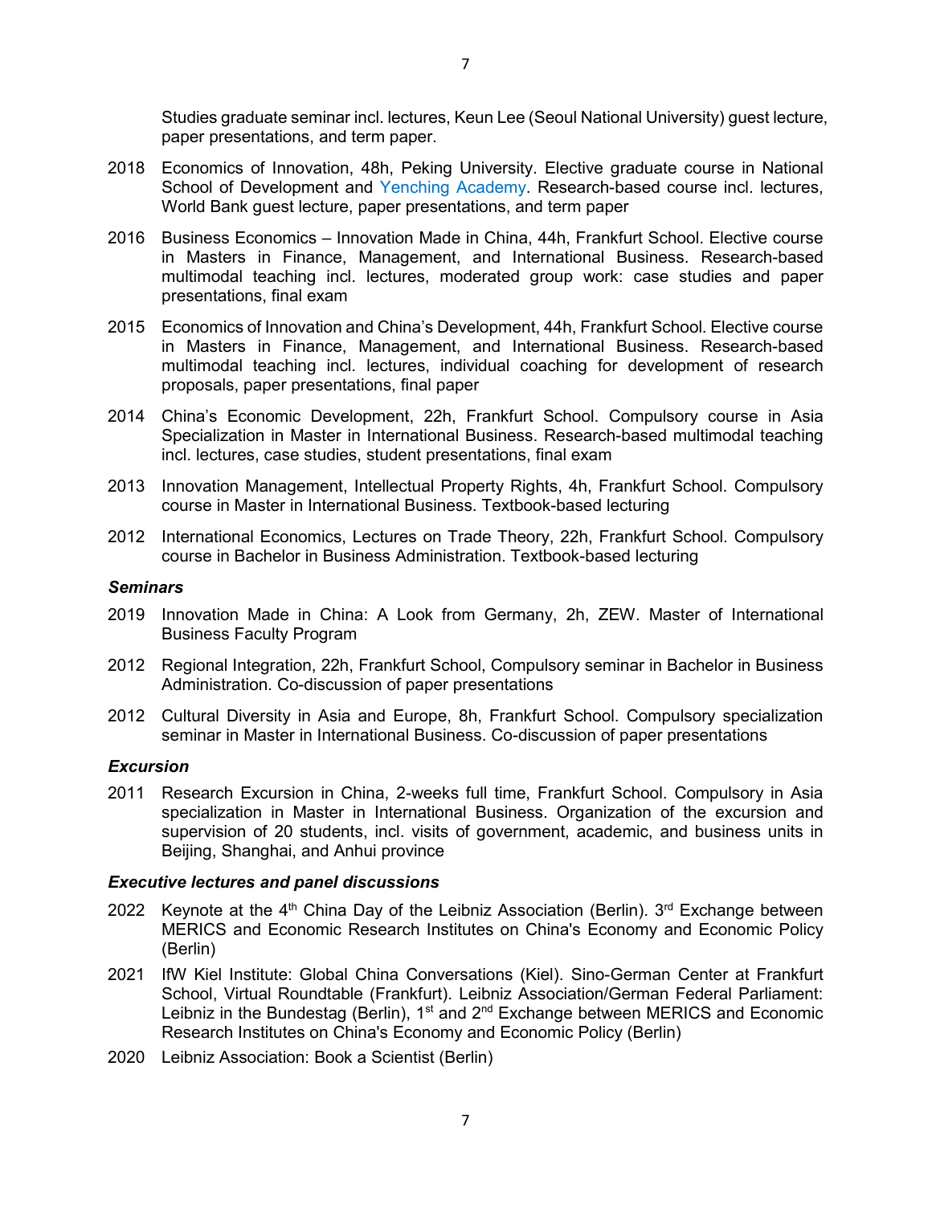Studies graduate seminar incl. lectures, Keun Lee (Seoul National University) guest lecture, paper presentations, and term paper.

2018 Economics of Innovation, 48h, Peking University. Elective graduate course in National School of Development and Yenching Academy. Research-based course incl. lectures, World Bank guest lecture, paper presentations, and term paper

2016 Business Economics – Innovation Made in China, 44h, Frankfurt School. Elective course in Masters in Finance, Management, and International Business. Research-based multimodal teaching incl. lectures, moderated group work: case studies and paper presentations, final exam

2015 Economics of Innovation and China's Development, 44h, Frankfurt School. Elective course in Masters in Finance, Management, and International Business. Research-based multimodal teaching incl. lectures, individual coaching for development of research proposals, paper presentations, final paper

2014 China's Economic Development, 22h, Frankfurt School. Compulsory course in Asia Specialization in Master in International Business. Research-based multimodal teaching incl. lectures, case studies, student presentations, final exam

2013 Innovation Management, Intellectual Property Rights, 4h, Frankfurt School. Compulsory course in Master in International Business. Textbook-based lecturing

2012 International Economics, Lectures on Trade Theory, 22h, Frankfurt School. Compulsory course in Bachelor in Business Administration. Textbook-based lecturing

***Seminars***

2019 Innovation Made in China: A Look from Germany, 2h, ZEW. Master of International Business Faculty Program

2012 Regional Integration, 22h, Frankfurt School, Compulsory seminar in Bachelor in Business Administration. Co-discussion of paper presentations

2012 Cultural Diversity in Asia and Europe, 8h, Frankfurt School. Compulsory specialization seminar in Master in International Business. Co-discussion of paper presentations

***Excursion***

2011 Research Excursion in China, 2-weeks full time, Frankfurt School. Compulsory in Asia specialization in Master in International Business. Organization of the excursion and supervision of 20 students, incl. visits of government, academic, and business units in Beijing, Shanghai, and Anhui province

***Executive lectures and panel discussions***

2022 Keynote at the 4th China Day of the Leibniz Association (Berlin). 3rd Exchange between MERICS and Economic Research Institutes on China's Economy and Economic Policy (Berlin)

2021 IfW Kiel Institute: Global China Conversations (Kiel). Sino-German Center at Frankfurt School, Virtual Roundtable (Frankfurt). Leibniz Association/German Federal Parliament: Leibniz in the Bundestag (Berlin), 1st and 2nd Exchange between MERICS and Economic Research Institutes on China's Economy and Economic Policy (Berlin)

2020 Leibniz Association: Book a Scientist (Berlin)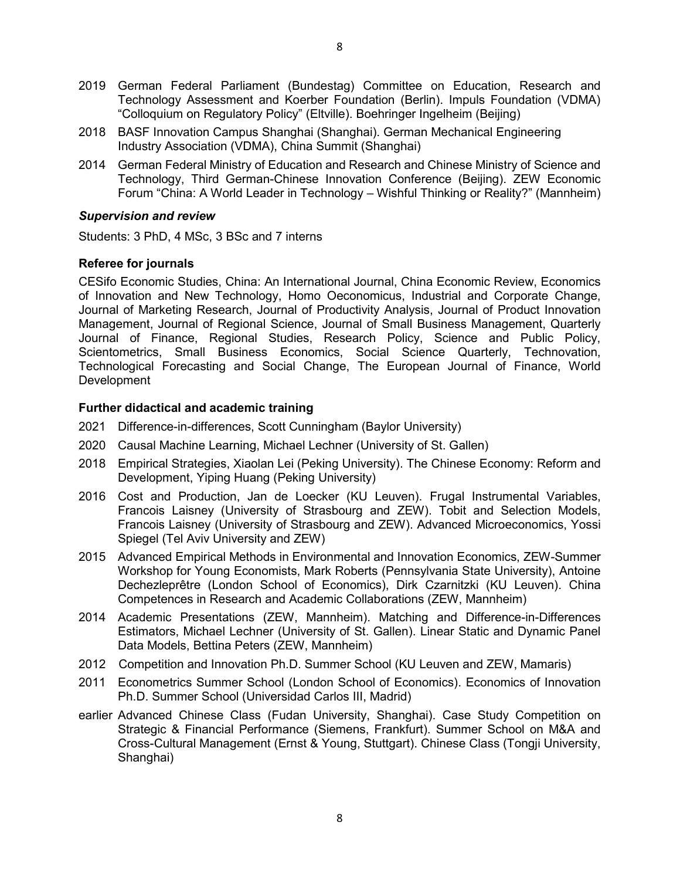- 2019 German Federal Parliament (Bundestag) Committee on Education, Research and Technology Assessment and Koerber Foundation (Berlin). Impuls Foundation (VDMA) "Colloquium on Regulatory Policy" (Eltville). Boehringer Ingelheim (Beijing)
- 2018 BASF Innovation Campus Shanghai (Shanghai). German Mechanical Engineering Industry Association (VDMA), China Summit (Shanghai)
- 2014 German Federal Ministry of Education and Research and Chinese Ministry of Science and Technology, Third German-Chinese Innovation Conference (Beijing). ZEW Economic Forum "China: A World Leader in Technology – Wishful Thinking or Reality?" (Mannheim)

### *Supervision and review*

Students: 3 PhD, 4 MSc, 3 BSc and 7 interns

### **Referee for journals**

CESifo Economic Studies, China: An International Journal, China Economic Review, Economics of Innovation and New Technology, Homo Oeconomicus, Industrial and Corporate Change, Journal of Marketing Research, Journal of Productivity Analysis, Journal of Product Innovation Management, Journal of Regional Science, Journal of Small Business Management, Quarterly Journal of Finance, Regional Studies, Research Policy, Science and Public Policy, Scientometrics, Small Business Economics, Social Science Quarterly, Technovation, Technological Forecasting and Social Change, The European Journal of Finance, World Development

### **Further didactical and academic training**

- 2021 Difference-in-differences, Scott Cunningham (Baylor University)
- 2020 Causal Machine Learning, Michael Lechner (University of St. Gallen)
- 2018 Empirical Strategies, Xiaolan Lei (Peking University). The Chinese Economy: Reform and Development, Yiping Huang (Peking University)
- 2016 Cost and Production, Jan de Loecker (KU Leuven). Frugal Instrumental Variables, Francois Laisney (University of Strasbourg and ZEW). Tobit and Selection Models, Francois Laisney (University of Strasbourg and ZEW). Advanced Microeconomics, Yossi Spiegel (Tel Aviv University and ZEW)
- 2015 Advanced Empirical Methods in Environmental and Innovation Economics, ZEW-Summer Workshop for Young Economists, Mark Roberts (Pennsylvania State University), Antoine Dechezleprêtre (London School of Economics), Dirk Czarnitzki (KU Leuven). China Competences in Research and Academic Collaborations (ZEW, Mannheim)
- 2014 Academic Presentations (ZEW, Mannheim). Matching and Difference-in-Differences Estimators, Michael Lechner (University of St. Gallen). Linear Static and Dynamic Panel Data Models, Bettina Peters (ZEW, Mannheim)
- 2012 Competition and Innovation Ph.D. Summer School (KU Leuven and ZEW, Mamaris)
- 2011 Econometrics Summer School (London School of Economics). Economics of Innovation Ph.D. Summer School (Universidad Carlos III, Madrid)
- earlier Advanced Chinese Class (Fudan University, Shanghai). Case Study Competition on Strategic & Financial Performance (Siemens, Frankfurt). Summer School on M&A and Cross-Cultural Management (Ernst & Young, Stuttgart). Chinese Class (Tongji University, Shanghai)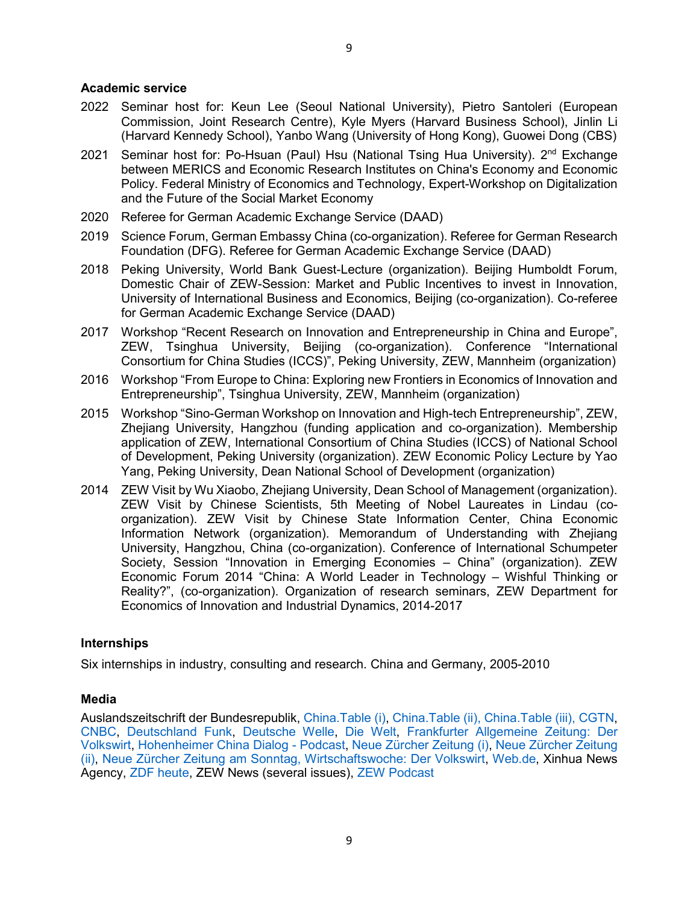## Academic service

2022 Seminar host for: Keun Lee (Seoul National University), Pietro Santoleri (European Commission, Joint Research Centre), Kyle Myers (Harvard Business School), Jinlin Li (Harvard Kennedy School), Yanbo Wang (University of Hong Kong), Guowei Dong (CBS)

2021 Seminar host for: Po-Hsuan (Paul) Hsu (National Tsing Hua University). 2nd Exchange between MERICS and Economic Research Institutes on China's Economy and Economic Policy. Federal Ministry of Economics and Technology, Expert-Workshop on Digitalization and the Future of the Social Market Economy

2020 Referee for German Academic Exchange Service (DAAD)

2019 Science Forum, German Embassy China (co-organization). Referee for German Research Foundation (DFG). Referee for German Academic Exchange Service (DAAD)

2018 Peking University, World Bank Guest-Lecture (organization). Beijing Humboldt Forum, Domestic Chair of ZEW-Session: Market and Public Incentives to invest in Innovation, University of International Business and Economics, Beijing (co-organization). Co-referee for German Academic Exchange Service (DAAD)

2017 Workshop "Recent Research on Innovation and Entrepreneurship in China and Europe", ZEW, Tsinghua University, Beijing (co-organization). Conference "International Consortium for China Studies (ICCS)", Peking University, ZEW, Mannheim (organization)

2016 Workshop "From Europe to China: Exploring new Frontiers in Economics of Innovation and Entrepreneurship", Tsinghua University, ZEW, Mannheim (organization)

2015 Workshop "Sino-German Workshop on Innovation and High-tech Entrepreneurship", ZEW, Zhejiang University, Hangzhou (funding application and co-organization). Membership application of ZEW, International Consortium of China Studies (ICCS) of National School of Development, Peking University (organization). ZEW Economic Policy Lecture by Yao Yang, Peking University, Dean National School of Development (organization)

2014 ZEW Visit by Wu Xiaobo, Zhejiang University, Dean School of Management (organization). ZEW Visit by Chinese Scientists, 5th Meeting of Nobel Laureates in Lindau (co-organization). ZEW Visit by Chinese State Information Center, China Economic Information Network (organization). Memorandum of Understanding with Zhejiang University, Hangzhou, China (co-organization). Conference of International Schumpeter Society, Session "Innovation in Emerging Economies – China" (organization). ZEW Economic Forum 2014 "China: A World Leader in Technology – Wishful Thinking or Reality?", (co-organization). Organization of research seminars, ZEW Department for Economics of Innovation and Industrial Dynamics, 2014-2017

## Internships

Six internships in industry, consulting and research. China and Germany, 2005-2010

## Media

Auslandszeitschrift der Bundesrepublik, China.Table (i), China.Table (ii), China.Table (iii), CGTN, CNBC, Deutschland Funk, Deutsche Welle, Die Welt, Frankfurter Allgemeine Zeitung: Der Volkswirt, Hohenheimer China Dialog - Podcast, Neue Zürcher Zeitung (i), Neue Zürcher Zeitung (ii), Neue Zürcher Zeitung am Sonntag, Wirtschaftswoche: Der Volkswirt, Web.de, Xinhua News Agency, ZDF heute, ZEW News (several issues), ZEW Podcast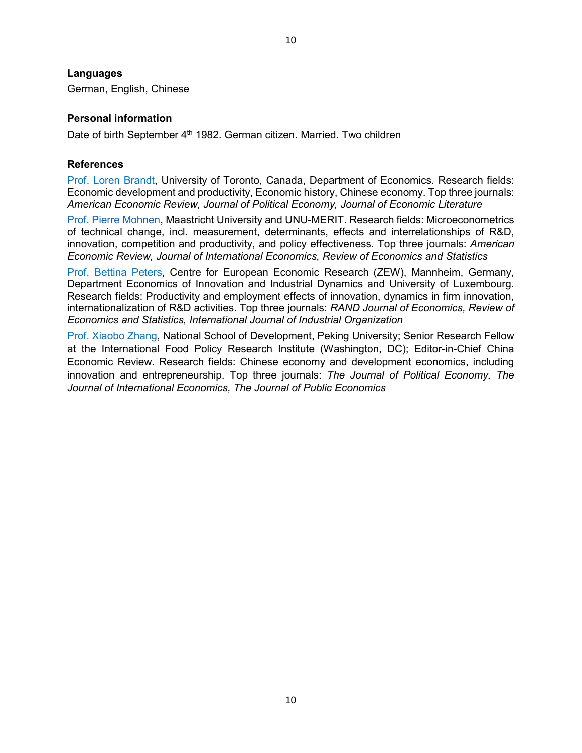### Languages

German, English, Chinese

### Personal information

Date of birth September 4th 1982. German citizen. Married. Two children

### References

Prof. Loren Brandt, University of Toronto, Canada, Department of Economics. Research fields: Economic development and productivity, Economic history, Chinese economy. Top three journals: *American Economic Review, Journal of Political Economy, Journal of Economic Literature*

Prof. Pierre Mohnen, Maastricht University and UNU-MERIT. Research fields: Microeconometrics of technical change, incl. measurement, determinants, effects and interrelationships of R&D, innovation, competition and productivity, and policy effectiveness. Top three journals: *American Economic Review, Journal of International Economics, Review of Economics and Statistics*

Prof. Bettina Peters, Centre for European Economic Research (ZEW), Mannheim, Germany, Department Economics of Innovation and Industrial Dynamics and University of Luxembourg. Research fields: Productivity and employment effects of innovation, dynamics in firm innovation, internationalization of R&D activities. Top three journals: *RAND Journal of Economics, Review of Economics and Statistics, International Journal of Industrial Organization*

Prof. Xiaobo Zhang, National School of Development, Peking University; Senior Research Fellow at the International Food Policy Research Institute (Washington, DC); Editor-in-Chief China Economic Review. Research fields: Chinese economy and development economics, including innovation and entrepreneurship. Top three journals: *The Journal of Political Economy, The Journal of International Economics, The Journal of Public Economics*